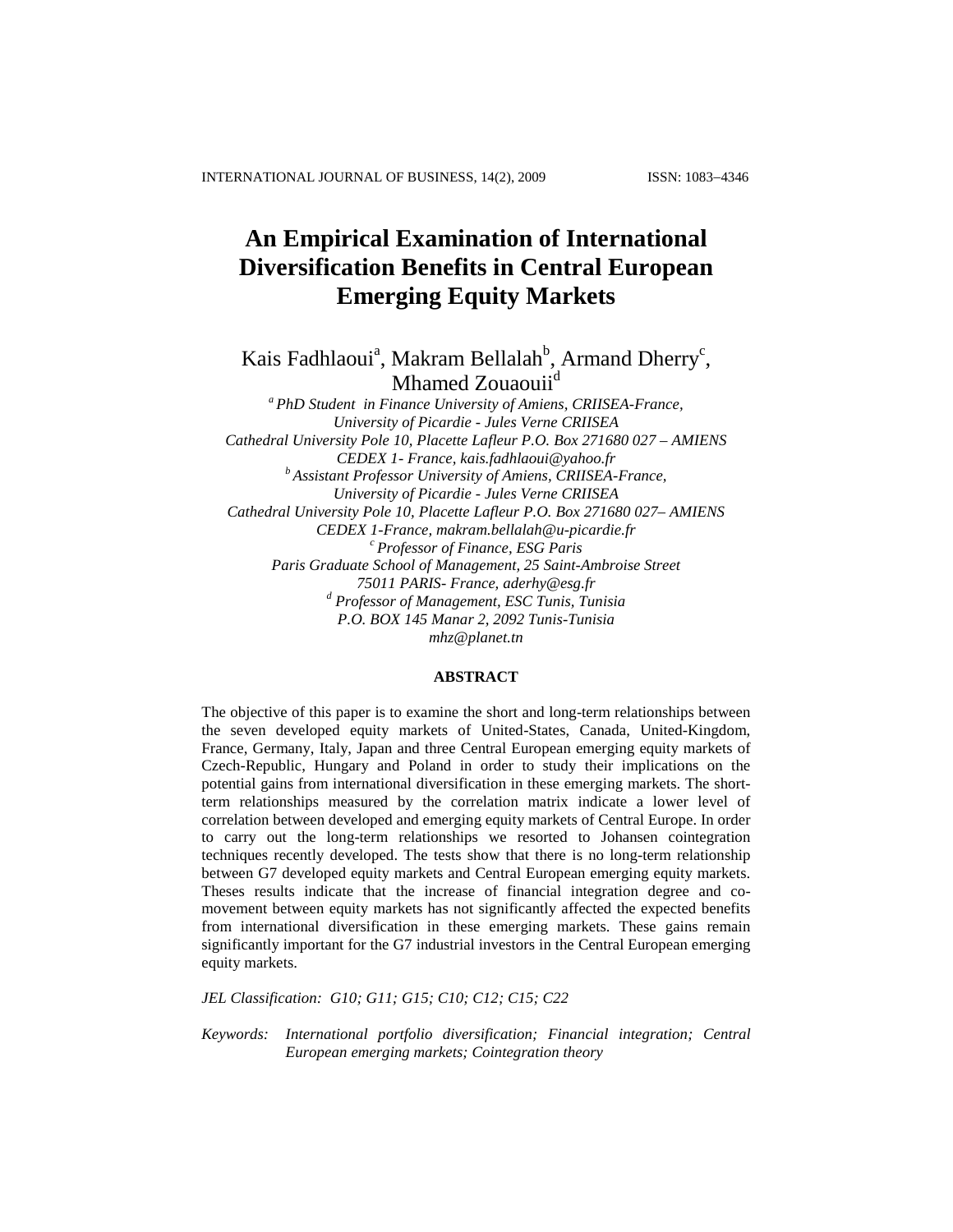# An Empirical Examination of International Diversification Benefits in Central European Emerging Equity Markets

Kais Fadhlaoui[a], Makram Bellalah[b], Armand Dherry[c], Mhamed Zouaouii[d]

*[a] PhD Student in Finance University of Amiens, CRIISEA-France, University of Picardie - Jules Verne CRIISEA Cathedral University Pole 10, Placette Lafleur P.O. Box 271680 027 – AMIENS CEDEX 1- France, kais.fadhlaoui@yahoo.fr*

*[b] Assistant Professor University of Amiens, CRIISEA-France, University of Picardie - Jules Verne CRIISEA Cathedral University Pole 10, Placette Lafleur P.O. Box 271680 027– AMIENS CEDEX 1-France, makram.bellalah@u-picardie.fr*

*[c] Professor of Finance, ESG Paris Paris Graduate School of Management, 25 Saint-Ambroise Street 75011 PARIS- France, aderhy@esg.fr*

*[d] Professor of Management, ESC Tunis, Tunisia P.O. BOX 145 Manar 2, 2092 Tunis-Tunisia mhz@planet.tn*

## ABSTRACT

The objective of this paper is to examine the short and long-term relationships between the seven developed equity markets of United-States, Canada, United-Kingdom, France, Germany, Italy, Japan and three Central European emerging equity markets of Czech-Republic, Hungary and Poland in order to study their implications on the potential gains from international diversification in these emerging markets. The short-term relationships measured by the correlation matrix indicate a lower level of correlation between developed and emerging equity markets of Central Europe. In order to carry out the long-term relationships we resorted to Johansen cointegration techniques recently developed. The tests show that there is no long-term relationship between G7 developed equity markets and Central European emerging equity markets. Theses results indicate that the increase of financial integration degree and co-movement between equity markets has not significantly affected the expected benefits from international diversification in these emerging markets. These gains remain significantly important for the G7 industrial investors in the Central European emerging equity markets.

*JEL Classification: G10; G11; G15; C10; C12; C15; C22*

*Keywords: International portfolio diversification; Financial integration; Central European emerging markets; Cointegration theory*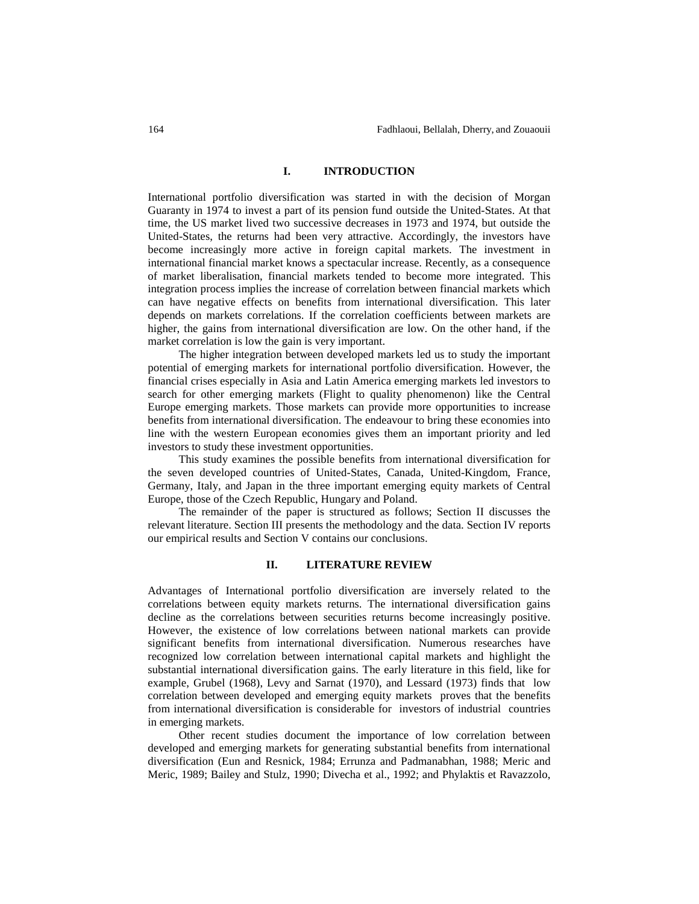## I. INTRODUCTION

International portfolio diversification was started in with the decision of Morgan Guaranty in 1974 to invest a part of its pension fund outside the United-States. At that time, the US market lived two successive decreases in 1973 and 1974, but outside the United-States, the returns had been very attractive. Accordingly, the investors have become increasingly more active in foreign capital markets. The investment in international financial market knows a spectacular increase. Recently, as a consequence of market liberalisation, financial markets tended to become more integrated. This integration process implies the increase of correlation between financial markets which can have negative effects on benefits from international diversification. This later depends on markets correlations. If the correlation coefficients between markets are higher, the gains from international diversification are low. On the other hand, if the market correlation is low the gain is very important.

The higher integration between developed markets led us to study the important potential of emerging markets for international portfolio diversification. However, the financial crises especially in Asia and Latin America emerging markets led investors to search for other emerging markets (Flight to quality phenomenon) like the Central Europe emerging markets. Those markets can provide more opportunities to increase benefits from international diversification. The endeavour to bring these economies into line with the western European economies gives them an important priority and led investors to study these investment opportunities.

This study examines the possible benefits from international diversification for the seven developed countries of United-States, Canada, United-Kingdom, France, Germany, Italy, and Japan in the three important emerging equity markets of Central Europe, those of the Czech Republic, Hungary and Poland.

The remainder of the paper is structured as follows; Section II discusses the relevant literature. Section III presents the methodology and the data. Section IV reports our empirical results and Section V contains our conclusions.

## II. LITERATURE REVIEW

Advantages of International portfolio diversification are inversely related to the correlations between equity markets returns. The international diversification gains decline as the correlations between securities returns become increasingly positive. However, the existence of low correlations between national markets can provide significant benefits from international diversification. Numerous researches have recognized low correlation between international capital markets and highlight the substantial international diversification gains. The early literature in this field, like for example, Grubel (1968), Levy and Sarnat (1970), and Lessard (1973) finds that low correlation between developed and emerging equity markets proves that the benefits from international diversification is considerable for investors of industrial countries in emerging markets.

Other recent studies document the importance of low correlation between developed and emerging markets for generating substantial benefits from international diversification (Eun and Resnick, 1984; Errunza and Padmanabhan, 1988; Meric and Meric, 1989; Bailey and Stulz, 1990; Divecha et al., 1992; and Phylaktis et Ravazzolo,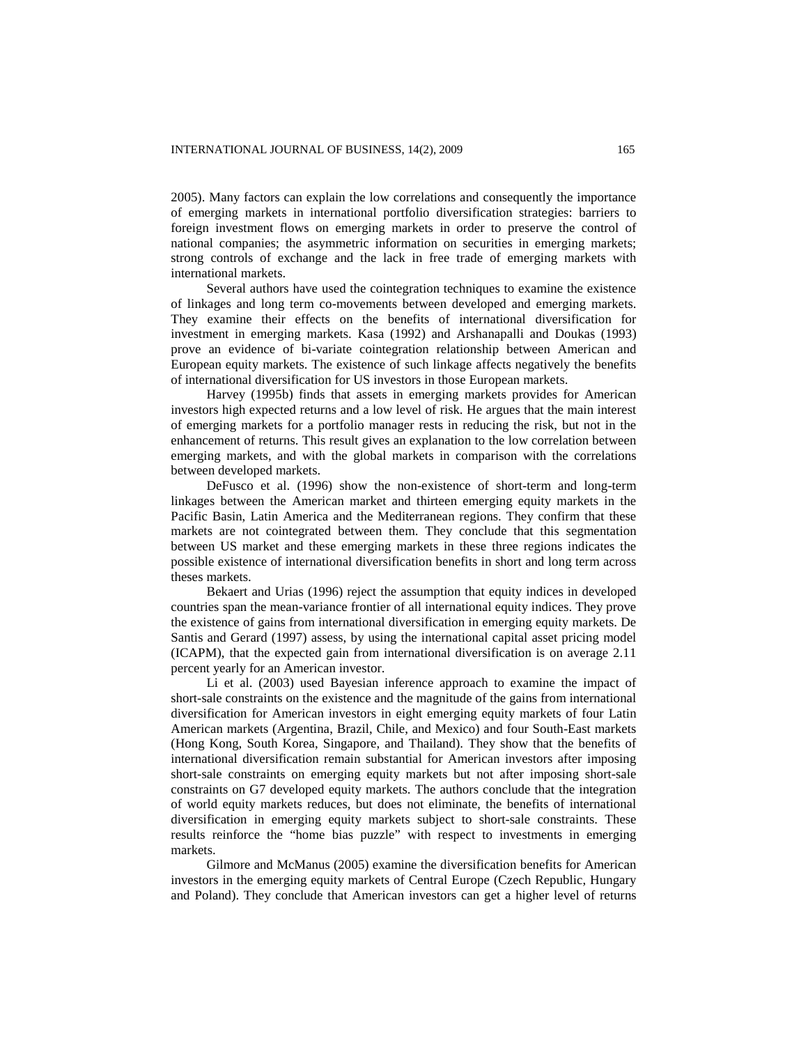2005). Many factors can explain the low correlations and consequently the importance of emerging markets in international portfolio diversification strategies: barriers to foreign investment flows on emerging markets in order to preserve the control of national companies; the asymmetric information on securities in emerging markets; strong controls of exchange and the lack in free trade of emerging markets with international markets.

Several authors have used the cointegration techniques to examine the existence of linkages and long term co-movements between developed and emerging markets. They examine their effects on the benefits of international diversification for investment in emerging markets. Kasa (1992) and Arshanapalli and Doukas (1993) prove an evidence of bi-variate cointegration relationship between American and European equity markets. The existence of such linkage affects negatively the benefits of international diversification for US investors in those European markets.

Harvey (1995b) finds that assets in emerging markets provides for American investors high expected returns and a low level of risk. He argues that the main interest of emerging markets for a portfolio manager rests in reducing the risk, but not in the enhancement of returns. This result gives an explanation to the low correlation between emerging markets, and with the global markets in comparison with the correlations between developed markets.

DeFusco et al. (1996) show the non-existence of short-term and long-term linkages between the American market and thirteen emerging equity markets in the Pacific Basin, Latin America and the Mediterranean regions. They confirm that these markets are not cointegrated between them. They conclude that this segmentation between US market and these emerging markets in these three regions indicates the possible existence of international diversification benefits in short and long term across theses markets.

Bekaert and Urias (1996) reject the assumption that equity indices in developed countries span the mean-variance frontier of all international equity indices. They prove the existence of gains from international diversification in emerging equity markets. De Santis and Gerard (1997) assess, by using the international capital asset pricing model (ICAPM), that the expected gain from international diversification is on average 2.11 percent yearly for an American investor.

Li et al. (2003) used Bayesian inference approach to examine the impact of short-sale constraints on the existence and the magnitude of the gains from international diversification for American investors in eight emerging equity markets of four Latin American markets (Argentina, Brazil, Chile, and Mexico) and four South-East markets (Hong Kong, South Korea, Singapore, and Thailand). They show that the benefits of international diversification remain substantial for American investors after imposing short-sale constraints on emerging equity markets but not after imposing short-sale constraints on G7 developed equity markets. The authors conclude that the integration of world equity markets reduces, but does not eliminate, the benefits of international diversification in emerging equity markets subject to short-sale constraints. These results reinforce the "home bias puzzle" with respect to investments in emerging markets.

Gilmore and McManus (2005) examine the diversification benefits for American investors in the emerging equity markets of Central Europe (Czech Republic, Hungary and Poland). They conclude that American investors can get a higher level of returns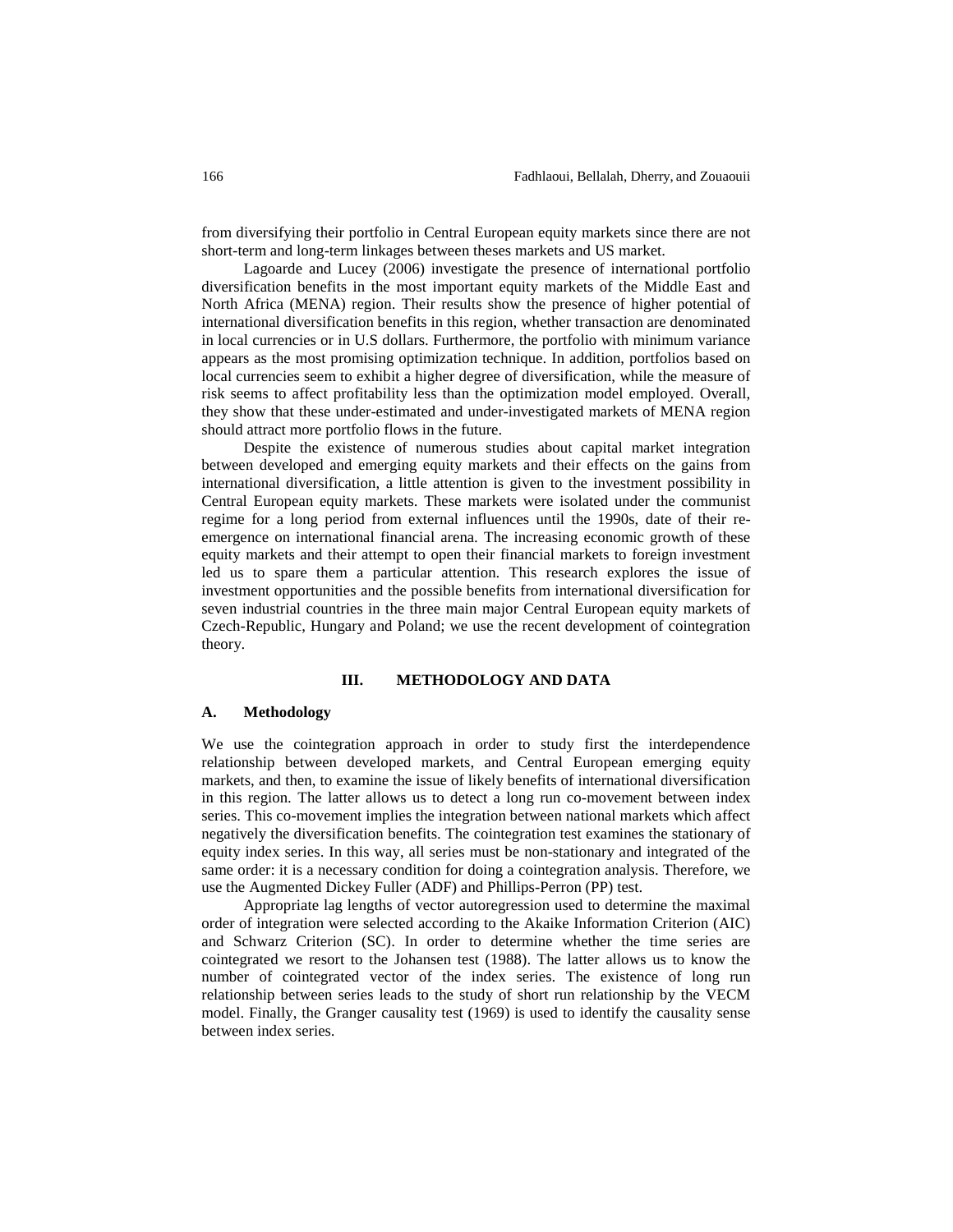from diversifying their portfolio in Central European equity markets since there are not short-term and long-term linkages between theses markets and US market.

Lagoarde and Lucey (2006) investigate the presence of international portfolio diversification benefits in the most important equity markets of the Middle East and North Africa (MENA) region. Their results show the presence of higher potential of international diversification benefits in this region, whether transaction are denominated in local currencies or in U.S dollars. Furthermore, the portfolio with minimum variance appears as the most promising optimization technique. In addition, portfolios based on local currencies seem to exhibit a higher degree of diversification, while the measure of risk seems to affect profitability less than the optimization model employed. Overall, they show that these under-estimated and under-investigated markets of MENA region should attract more portfolio flows in the future.

Despite the existence of numerous studies about capital market integration between developed and emerging equity markets and their effects on the gains from international diversification, a little attention is given to the investment possibility in Central European equity markets. These markets were isolated under the communist regime for a long period from external influences until the 1990s, date of their re-emergence on international financial arena. The increasing economic growth of these equity markets and their attempt to open their financial markets to foreign investment led us to spare them a particular attention. This research explores the issue of investment opportunities and the possible benefits from international diversification for seven industrial countries in the three main major Central European equity markets of Czech-Republic, Hungary and Poland; we use the recent development of cointegration theory.

## III. METHODOLOGY AND DATA

### A. Methodology

We use the cointegration approach in order to study first the interdependence relationship between developed markets, and Central European emerging equity markets, and then, to examine the issue of likely benefits of international diversification in this region. The latter allows us to detect a long run co-movement between index series. This co-movement implies the integration between national markets which affect negatively the diversification benefits. The cointegration test examines the stationary of equity index series. In this way, all series must be non-stationary and integrated of the same order: it is a necessary condition for doing a cointegration analysis. Therefore, we use the Augmented Dickey Fuller (ADF) and Phillips-Perron (PP) test.

Appropriate lag lengths of vector autoregression used to determine the maximal order of integration were selected according to the Akaike Information Criterion (AIC) and Schwarz Criterion (SC). In order to determine whether the time series are cointegrated we resort to the Johansen test (1988). The latter allows us to know the number of cointegrated vector of the index series. The existence of long run relationship between series leads to the study of short run relationship by the VECM model. Finally, the Granger causality test (1969) is used to identify the causality sense between index series.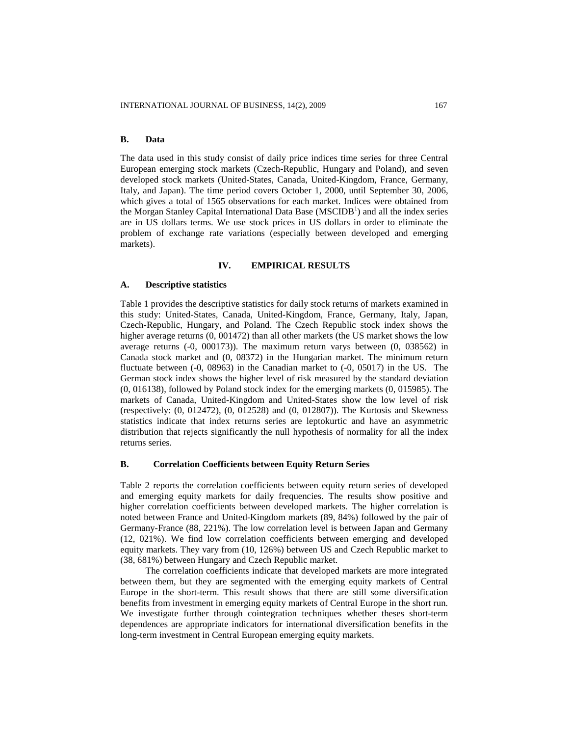### B. Data

The data used in this study consist of daily price indices time series for three Central European emerging stock markets (Czech-Republic, Hungary and Poland), and seven developed stock markets (United-States, Canada, United-Kingdom, France, Germany, Italy, and Japan). The time period covers October 1, 2000, until September 30, 2006, which gives a total of 1565 observations for each market. Indices were obtained from the Morgan Stanley Capital International Data Base (MSCIDB[1]) and all the index series are in US dollars terms. We use stock prices in US dollars in order to eliminate the problem of exchange rate variations (especially between developed and emerging markets).

## IV. EMPIRICAL RESULTS

### A. Descriptive statistics

Table 1 provides the descriptive statistics for daily stock returns of markets examined in this study: United-States, Canada, United-Kingdom, France, Germany, Italy, Japan, Czech-Republic, Hungary, and Poland. The Czech Republic stock index shows the higher average returns (0, 001472) than all other markets (the US market shows the low average returns (-0, 000173)). The maximum return varys between (0, 038562) in Canada stock market and (0, 08372) in the Hungarian market. The minimum return fluctuate between (-0, 08963) in the Canadian market to (-0, 05017) in the US. The German stock index shows the higher level of risk measured by the standard deviation (0, 016138), followed by Poland stock index for the emerging markets (0, 015985). The markets of Canada, United-Kingdom and United-States show the low level of risk (respectively: (0, 012472), (0, 012528) and (0, 012807)). The Kurtosis and Skewness statistics indicate that index returns series are leptokurtic and have an asymmetric distribution that rejects significantly the null hypothesis of normality for all the index returns series.

### B. Correlation Coefficients between Equity Return Series

Table 2 reports the correlation coefficients between equity return series of developed and emerging equity markets for daily frequencies. The results show positive and higher correlation coefficients between developed markets. The higher correlation is noted between France and United-Kingdom markets (89, 84%) followed by the pair of Germany-France (88, 221%). The low correlation level is between Japan and Germany (12, 021%). We find low correlation coefficients between emerging and developed equity markets. They vary from (10, 126%) between US and Czech Republic market to (38, 681%) between Hungary and Czech Republic market.

The correlation coefficients indicate that developed markets are more integrated between them, but they are segmented with the emerging equity markets of Central Europe in the short-term. This result shows that there are still some diversification benefits from investment in emerging equity markets of Central Europe in the short run. We investigate further through cointegration techniques whether theses short-term dependences are appropriate indicators for international diversification benefits in the long-term investment in Central European emerging equity markets.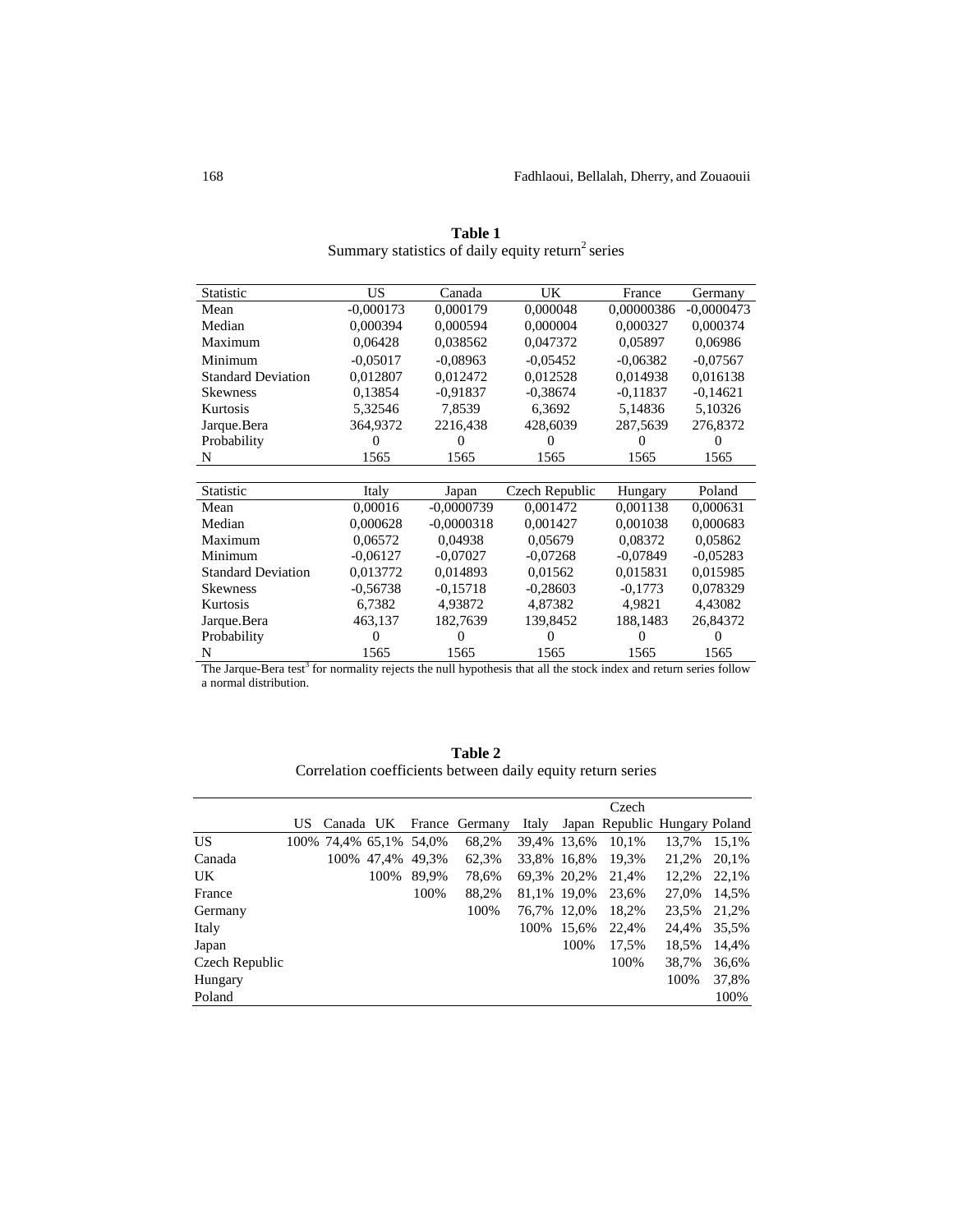**Table 1**
Summary statistics of daily equity return[2] series

| Statistic | US | Canada | UK | France | Germany |
|---|---|---|---|---|---|
| Mean | -0,000173 | 0,000179 | 0,000048 | 0,00000386 | -0,0000473 |
| Median | 0,000394 | 0,000594 | 0,000004 | 0,000327 | 0,000374 |
| Maximum | 0,06428 | 0,038562 | 0,047372 | 0,05897 | 0,06986 |
| Minimum | -0,05017 | -0,08963 | -0,05452 | -0,06382 | -0,07567 |
| Standard Deviation | 0,012807 | 0,012472 | 0,012528 | 0,014938 | 0,016138 |
| Skewness | 0,13854 | -0,91837 | -0,38674 | -0,11837 | -0,14621 |
| Kurtosis | 5,32546 | 7,8539 | 6,3692 | 5,14836 | 5,10326 |
| Jarque.Bera | 364,9372 | 2216,438 | 428,6039 | 287,5639 | 276,8372 |
| Probability | 0 | 0 | 0 | 0 | 0 |
| N | 1565 | 1565 | 1565 | 1565 | 1565 |

| Statistic | Italy | Japan | Czech Republic | Hungary | Poland |
|---|---|---|---|---|---|
| Mean | 0,00016 | -0,0000739 | 0,001472 | 0,001138 | 0,000631 |
| Median | 0,000628 | -0,0000318 | 0,001427 | 0,001038 | 0,000683 |
| Maximum | 0,06572 | 0,04938 | 0,05679 | 0,08372 | 0,05862 |
| Minimum | -0,06127 | -0,07027 | -0,07268 | -0,07849 | -0,05283 |
| Standard Deviation | 0,013772 | 0,014893 | 0,01562 | 0,015831 | 0,015985 |
| Skewness | -0,56738 | -0,15718 | -0,28603 | -0,1773 | 0,078329 |
| Kurtosis | 6,7382 | 4,93872 | 4,87382 | 4,9821 | 4,43082 |
| Jarque.Bera | 463,137 | 182,7639 | 139,8452 | 188,1483 | 26,84372 |
| Probability | 0 | 0 | 0 | 0 | 0 |
| N | 1565 | 1565 | 1565 | 1565 | 1565 |

The Jarque-Bera test[3] for normality rejects the null hypothesis that all the stock index and return series follow a normal distribution.

**Table 2**
Correlation coefficients between daily equity return series

| | US | Canada | UK | France | Germany | Italy | Japan | Czech Republic | Hungary | Poland |
|---|---|---|---|---|---|---|---|---|---|---|
| US | 100% | 74,4% | 65,1% | 54,0% | 68,2% | 39,4% | 13,6% | 10,1% | 13,7% | 15,1% |
| Canada | | 100% | 47,4% | 49,3% | 62,3% | 33,8% | 16,8% | 19,3% | 21,2% | 20,1% |
| UK | | | 100% | 89,9% | 78,6% | 69,3% | 20,2% | 21,4% | 12,2% | 22,1% |
| France | | | | 100% | 88,2% | 81,1% | 19,0% | 23,6% | 27,0% | 14,5% |
| Germany | | | | | 100% | 76,7% | 12,0% | 18,2% | 23,5% | 21,2% |
| Italy | | | | | | 100% | 15,6% | 22,4% | 24,4% | 35,5% |
| Japan | | | | | | | 100% | 17,5% | 18,5% | 14,4% |
| Czech Republic | | | | | | | | 100% | 38,7% | 36,6% |
| Hungary | | | | | | | | | 100% | 37,8% |
| Poland | | | | | | | | | | 100% |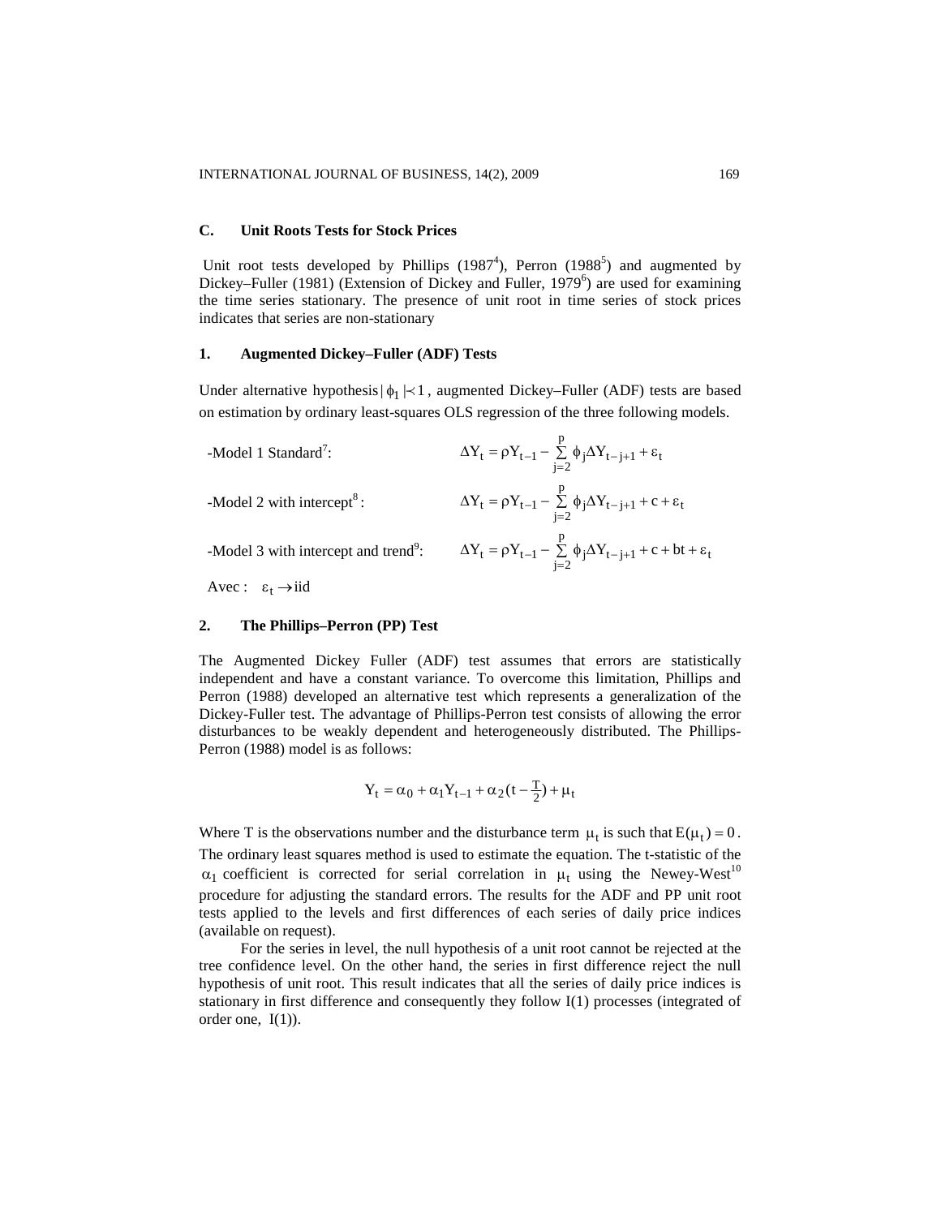### C. Unit Roots Tests for Stock Prices

Unit root tests developed by Phillips (1987[4]), Perron (1988[5]) and augmented by Dickey–Fuller (1981) (Extension of Dickey and Fuller, 1979[6]) are used for examining the time series stationary. The presence of unit root in time series of stock prices indicates that series are non-stationary

### 1. Augmented Dickey–Fuller (ADF) Tests

Under alternative hypothesis $|\phi_1| \prec 1$, augmented Dickey–Fuller (ADF) tests are based on estimation by ordinary least-squares OLS regression of the three following models.

-Model 1 Standard[7]: $$\Delta Y_t = \rho Y_{t-1} - \sum_{j=2}^{p} \phi_j \Delta Y_{t-j+1} + \varepsilon_t$$

-Model 2 with intercept[8]: $$\Delta Y_t = \rho Y_{t-1} - \sum_{j=2}^{p} \phi_j \Delta Y_{t-j+1} + c + \varepsilon_t$$

-Model 3 with intercept and trend[9]: $$\Delta Y_t = \rho Y_{t-1} - \sum_{j=2}^{p} \phi_j \Delta Y_{t-j+1} + c + bt + \varepsilon_t$$

Avec : $\varepsilon_t \rightarrow \text{iid}$

### 2. The Phillips–Perron (PP) Test

The Augmented Dickey Fuller (ADF) test assumes that errors are statistically independent and have a constant variance. To overcome this limitation, Phillips and Perron (1988) developed an alternative test which represents a generalization of the Dickey-Fuller test. The advantage of Phillips-Perron test consists of allowing the error disturbances to be weakly dependent and heterogeneously distributed. The Phillips-Perron (1988) model is as follows:

$$Y_t = \alpha_0 + \alpha_1 Y_{t-1} + \alpha_2 (t - \tfrac{T}{2}) + \mu_t$$

Where T is the observations number and the disturbance term $\mu_t$ is such that $E(\mu_t) = 0$. The ordinary least squares method is used to estimate the equation. The t-statistic of the $\alpha_1$ coefficient is corrected for serial correlation in $\mu_t$ using the Newey-West[10] procedure for adjusting the standard errors. The results for the ADF and PP unit root tests applied to the levels and first differences of each series of daily price indices (available on request).

For the series in level, the null hypothesis of a unit root cannot be rejected at the tree confidence level. On the other hand, the series in first difference reject the null hypothesis of unit root. This result indicates that all the series of daily price indices is stationary in first difference and consequently they follow I(1) processes (integrated of order one, I(1)).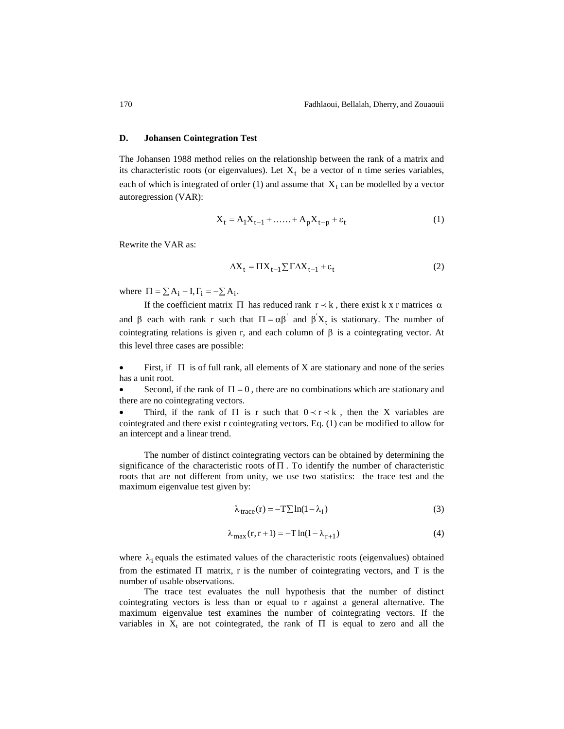### D. Johansen Cointegration Test

The Johansen 1988 method relies on the relationship between the rank of a matrix and its characteristic roots (or eigenvalues). Let $X_t$ be a vector of n time series variables, each of which is integrated of order (1) and assume that $X_t$ can be modelled by a vector autoregression (VAR):

$$X_t = A_1 X_{t-1} + \ldots\ldots + A_p X_{t-p} + \varepsilon_t \tag{1}$$

Rewrite the VAR as:

$$\Delta X_t = \Pi X_{t-1} \sum \Gamma \Delta X_{t-1} + \varepsilon_t \tag{2}$$

where $\Pi = \sum A_i - I, \Gamma_i = -\sum A_i$.

If the coefficient matrix $\Pi$ has reduced rank $r \prec k$, there exist k x r matrices $\alpha$ and $\beta$ each with rank r such that $\Pi = \alpha\beta'$ and $\beta' X_t$ is stationary. The number of cointegrating relations is given r, and each column of $\beta$ is a cointegrating vector. At this level three cases are possible:

- First, if $\Pi$ is of full rank, all elements of X are stationary and none of the series has a unit root.
- Second, if the rank of $\Pi = 0$, there are no combinations which are stationary and there are no cointegrating vectors.
- Third, if the rank of $\Pi$ is r such that $0 \prec r \prec k$, then the X variables are cointegrated and there exist r cointegrating vectors. Eq. (1) can be modified to allow for an intercept and a linear trend.

The number of distinct cointegrating vectors can be obtained by determining the significance of the characteristic roots of $\Pi$. To identify the number of characteristic roots that are not different from unity, we use two statistics: the trace test and the maximum eigenvalue test given by:

$$\lambda_{trace}(r) = -T \sum \ln(1 - \lambda_i) \tag{3}$$

$$\lambda_{max}(r, r+1) = -T \ln(1 - \lambda_{r+1}) \tag{4}$$

where $\lambda_i$ equals the estimated values of the characteristic roots (eigenvalues) obtained from the estimated $\Pi$ matrix, r is the number of cointegrating vectors, and T is the number of usable observations.

The trace test evaluates the null hypothesis that the number of distinct cointegrating vectors is less than or equal to r against a general alternative. The maximum eigenvalue test examines the number of cointegrating vectors. If the variables in $X_t$ are not cointegrated, the rank of $\Pi$ is equal to zero and all the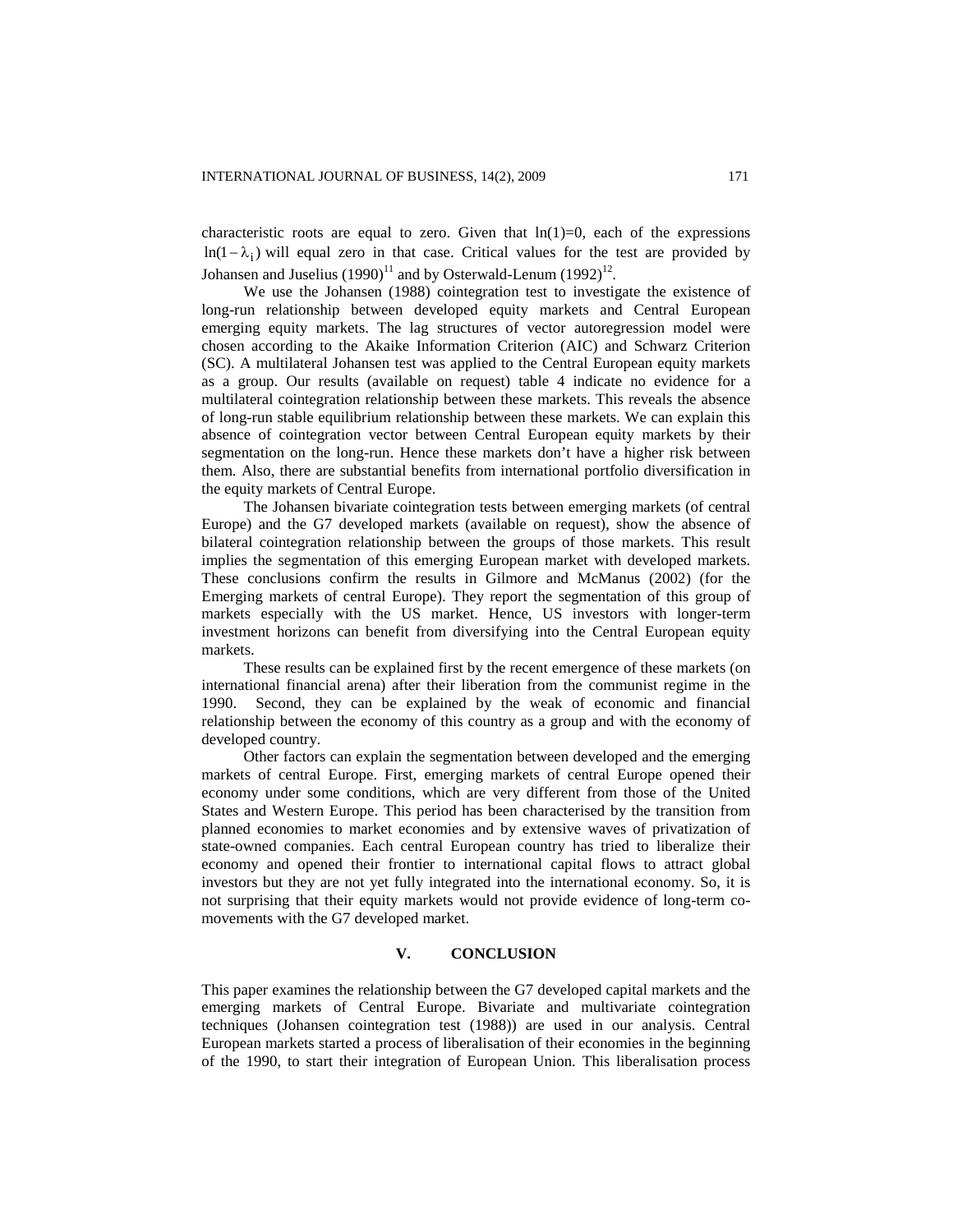characteristic roots are equal to zero. Given that $\ln(1)=0$, each of the expressions $\ln(1-\lambda_i)$ will equal zero in that case. Critical values for the test are provided by Johansen and Juselius (1990)[11] and by Osterwald-Lenum (1992)[12].

We use the Johansen (1988) cointegration test to investigate the existence of long-run relationship between developed equity markets and Central European emerging equity markets. The lag structures of vector autoregression model were chosen according to the Akaike Information Criterion (AIC) and Schwarz Criterion (SC). A multilateral Johansen test was applied to the Central European equity markets as a group. Our results (available on request) table 4 indicate no evidence for a multilateral cointegration relationship between these markets. This reveals the absence of long-run stable equilibrium relationship between these markets. We can explain this absence of cointegration vector between Central European equity markets by their segmentation on the long-run. Hence these markets don't have a higher risk between them. Also, there are substantial benefits from international portfolio diversification in the equity markets of Central Europe.

The Johansen bivariate cointegration tests between emerging markets (of central Europe) and the G7 developed markets (available on request), show the absence of bilateral cointegration relationship between the groups of those markets. This result implies the segmentation of this emerging European market with developed markets. These conclusions confirm the results in Gilmore and McManus (2002) (for the Emerging markets of central Europe). They report the segmentation of this group of markets especially with the US market. Hence, US investors with longer-term investment horizons can benefit from diversifying into the Central European equity markets.

These results can be explained first by the recent emergence of these markets (on international financial arena) after their liberation from the communist regime in the 1990. Second, they can be explained by the weak of economic and financial relationship between the economy of this country as a group and with the economy of developed country.

Other factors can explain the segmentation between developed and the emerging markets of central Europe. First, emerging markets of central Europe opened their economy under some conditions, which are very different from those of the United States and Western Europe. This period has been characterised by the transition from planned economies to market economies and by extensive waves of privatization of state-owned companies. Each central European country has tried to liberalize their economy and opened their frontier to international capital flows to attract global investors but they are not yet fully integrated into the international economy. So, it is not surprising that their equity markets would not provide evidence of long-term co-movements with the G7 developed market.

## V. CONCLUSION

This paper examines the relationship between the G7 developed capital markets and the emerging markets of Central Europe. Bivariate and multivariate cointegration techniques (Johansen cointegration test (1988)) are used in our analysis. Central European markets started a process of liberalisation of their economies in the beginning of the 1990, to start their integration of European Union. This liberalisation process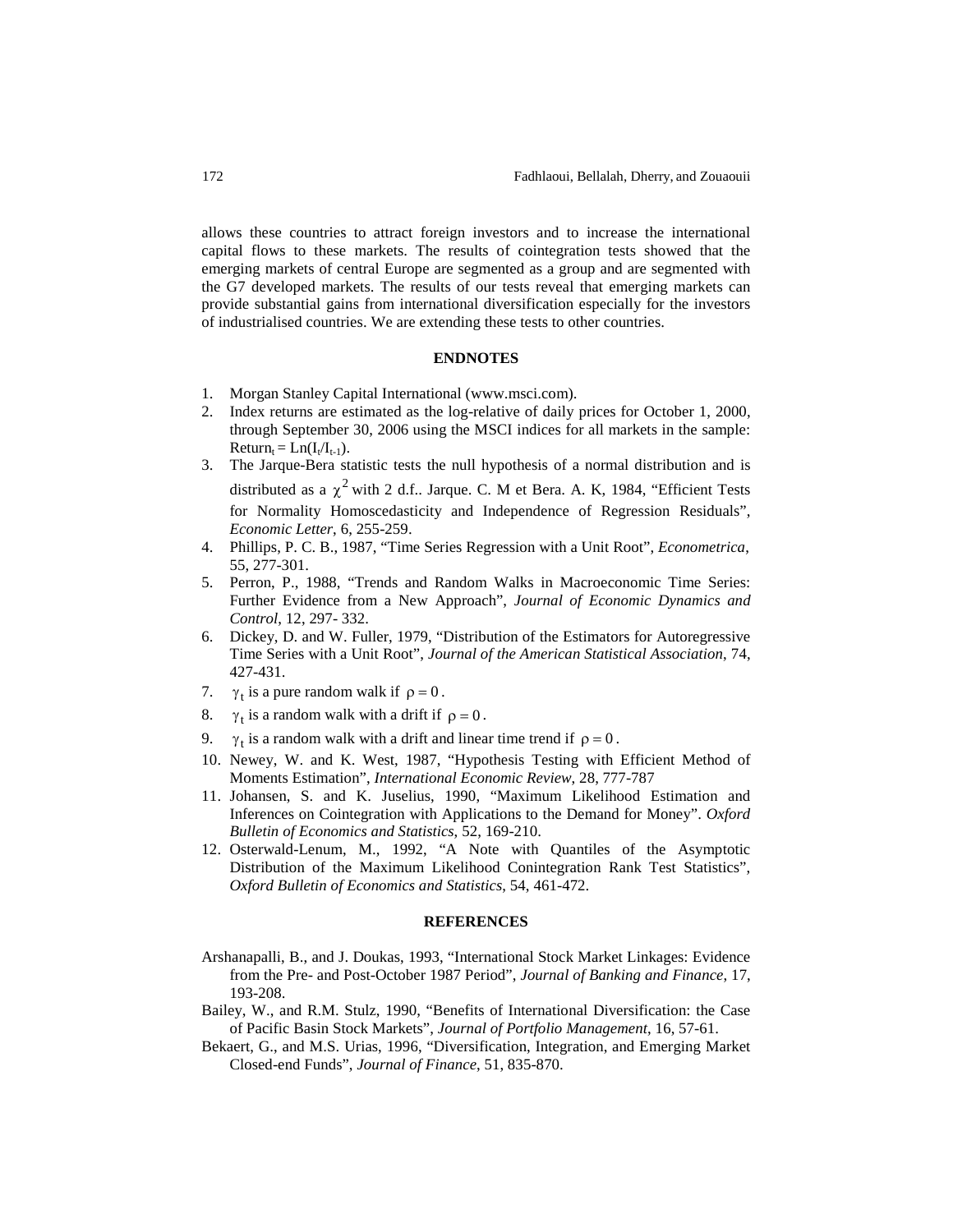allows these countries to attract foreign investors and to increase the international capital flows to these markets. The results of cointegration tests showed that the emerging markets of central Europe are segmented as a group and are segmented with the G7 developed markets. The results of our tests reveal that emerging markets can provide substantial gains from international diversification especially for the investors of industrialised countries. We are extending these tests to other countries.

## ENDNOTES

1. Morgan Stanley Capital International (www.msci.com).
2. Index returns are estimated as the log-relative of daily prices for October 1, 2000, through September 30, 2006 using the MSCI indices for all markets in the sample: $\text{Return}_t = \text{Ln}(I_t/I_{t-1})$.
3. The Jarque-Bera statistic tests the null hypothesis of a normal distribution and is distributed as a $\chi^2$ with 2 d.f.. Jarque. C. M et Bera. A. K, 1984, "Efficient Tests for Normality Homoscedasticity and Independence of Regression Residuals", *Economic Letter*, 6, 255-259.
4. Phillips, P. C. B., 1987, "Time Series Regression with a Unit Root", *Econometrica*, 55, 277-301.
5. Perron, P., 1988, "Trends and Random Walks in Macroeconomic Time Series: Further Evidence from a New Approach", *Journal of Economic Dynamics and Control*, 12, 297- 332.
6. Dickey, D. and W. Fuller, 1979, "Distribution of the Estimators for Autoregressive Time Series with a Unit Root", *Journal of the American Statistical Association*, 74, 427-431.
7. $\gamma_t$ is a pure random walk if $\rho = 0$.
8. $\gamma_t$ is a random walk with a drift if $\rho = 0$.
9. $\gamma_t$ is a random walk with a drift and linear time trend if $\rho = 0$.
10. Newey, W. and K. West, 1987, "Hypothesis Testing with Efficient Method of Moments Estimation", *International Economic Review*, 28, 777-787
11. Johansen, S. and K. Juselius, 1990, "Maximum Likelihood Estimation and Inferences on Cointegration with Applications to the Demand for Money". *Oxford Bulletin of Economics and Statistics*, 52, 169-210.
12. Osterwald-Lenum, M., 1992, "A Note with Quantiles of the Asymptotic Distribution of the Maximum Likelihood Conintegration Rank Test Statistics", *Oxford Bulletin of Economics and Statistics*, 54, 461-472.

## REFERENCES

Arshanapalli, B., and J. Doukas, 1993, "International Stock Market Linkages: Evidence from the Pre- and Post-October 1987 Period", *Journal of Banking and Finance*, 17, 193-208.

Bailey, W., and R.M. Stulz, 1990, "Benefits of International Diversification: the Case of Pacific Basin Stock Markets", *Journal of Portfolio Management*, 16, 57-61.

Bekaert, G., and M.S. Urias, 1996, "Diversification, Integration, and Emerging Market Closed-end Funds", *Journal of Finance*, 51, 835-870.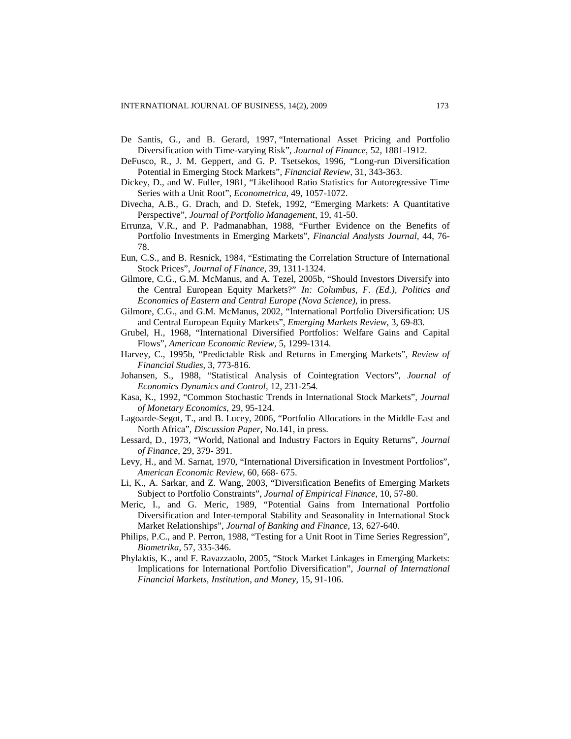De Santis, G., and B. Gerard, 1997, "International Asset Pricing and Portfolio Diversification with Time-varying Risk", *Journal of Finance*, 52, 1881-1912.

DeFusco, R., J. M. Geppert, and G. P. Tsetsekos, 1996, "Long-run Diversification Potential in Emerging Stock Markets", *Financial Review*, 31, 343-363.

Dickey, D., and W. Fuller, 1981, "Likelihood Ratio Statistics for Autoregressive Time Series with a Unit Root", *Econometrica*, 49, 1057-1072.

Divecha, A.B., G. Drach, and D. Stefek, 1992, "Emerging Markets: A Quantitative Perspective", *Journal of Portfolio Management*, 19, 41-50.

Errunza, V.R., and P. Padmanabhan, 1988, "Further Evidence on the Benefits of Portfolio Investments in Emerging Markets", *Financial Analysts Journal*, 44, 76-78.

Eun, C.S., and B. Resnick, 1984, "Estimating the Correlation Structure of International Stock Prices", *Journal of Finance*, 39, 1311-1324.

Gilmore, C.G., G.M. McManus, and A. Tezel, 2005b, "Should Investors Diversify into the Central European Equity Markets?" *In: Columbus, F. (Ed.), Politics and Economics of Eastern and Central Europe (Nova Science)*, in press.

Gilmore, C.G., and G.M. McManus, 2002, "International Portfolio Diversification: US and Central European Equity Markets", *Emerging Markets Review*, 3, 69-83.

Grubel, H., 1968, "International Diversified Portfolios: Welfare Gains and Capital Flows", *American Economic Review*, 5, 1299-1314.

Harvey, C., 1995b, "Predictable Risk and Returns in Emerging Markets", *Review of Financial Studies*, 3, 773-816.

Johansen, S., 1988, "Statistical Analysis of Cointegration Vectors", *Journal of Economics Dynamics and Control*, 12, 231-254.

Kasa, K., 1992, "Common Stochastic Trends in International Stock Markets", *Journal of Monetary Economics*, 29, 95-124.

Lagoarde-Segot, T., and B. Lucey, 2006, "Portfolio Allocations in the Middle East and North Africa", *Discussion Paper*, No.141, in press.

Lessard, D., 1973, "World, National and Industry Factors in Equity Returns", *Journal of Finance*, 29, 379- 391.

Levy, H., and M. Sarnat, 1970, "International Diversification in Investment Portfolios", *American Economic Review*, 60, 668- 675.

Li, K., A. Sarkar, and Z. Wang, 2003, "Diversification Benefits of Emerging Markets Subject to Portfolio Constraints", *Journal of Empirical Finance*, 10, 57-80.

Meric, I., and G. Meric, 1989, "Potential Gains from International Portfolio Diversification and Inter-temporal Stability and Seasonality in International Stock Market Relationships", *Journal of Banking and Finance*, 13, 627-640.

Philips, P.C., and P. Perron, 1988, "Testing for a Unit Root in Time Series Regression", *Biometrika*, 57, 335-346.

Phylaktis, K., and F. Ravazzaolo, 2005, "Stock Market Linkages in Emerging Markets: Implications for International Portfolio Diversification", *Journal of International Financial Markets, Institution, and Money*, 15, 91-106.